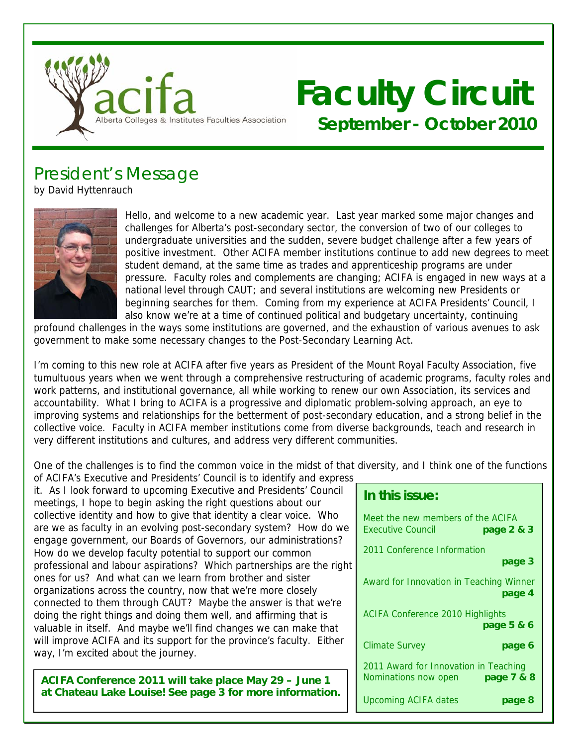# Faculty Circuit

**September - October 2010**

acifa — Alberta Colleges & Institutes Faculties Association

## President's Message

by David Hyttenrauch

Hello, and welcome to a new academic year. Last year marked some major changes and challenges for Alberta's post-secondary sector, the conversion of two of our colleges to undergraduate universities and the sudden, severe budget challenge after a few years of positive investment. Other ACIFA member institutions continue to add new degrees to meet student demand, at the same time as trades and apprenticeship programs are under pressure. Faculty roles and complements are changing; ACIFA is engaged in new ways at a national level through CAUT; and several institutions are welcoming new Presidents or beginning searches for them. Coming from my experience at ACIFA Presidents' Council, I also know we're at a time of continued political and budgetary uncertainty, continuing profound challenges in the ways some institutions are governed, and the exhaustion of various avenues to ask government to make some necessary changes to the Post-Secondary Learning Act.

I'm coming to this new role at ACIFA after five years as President of the Mount Royal Faculty Association, five tumultuous years when we went through a comprehensive restructuring of academic programs, faculty roles and work patterns, and institutional governance, all while working to renew our own Association, its services and accountability. What I bring to ACIFA is a progressive and diplomatic problem-solving approach, an eye to improving systems and relationships for the betterment of post-secondary education, and a strong belief in the collective voice. Faculty in ACIFA member institutions come from diverse backgrounds, teach and research in very different institutions and cultures, and address very different communities.

One of the challenges is to find the common voice in the midst of that diversity, and I think one of the functions of ACIFA's Executive and Presidents' Council is to identify and express it. As I look forward to upcoming Executive and Presidents' Council meetings, I hope to begin asking the right questions about our collective identity and how to give that identity a clear voice. Who are we as faculty in an evolving post-secondary system? How do we engage government, our Boards of Governors, our administrations? How do we develop faculty potential to support our common professional and labour aspirations? Which partnerships are the right ones for us? And what can we learn from brother and sister organizations across the country, now that we're more closely connected to them through CAUT? Maybe the answer is that we're doing the right things and doing them well, and affirming that is valuable in itself. And maybe we'll find changes we can make that will improve ACIFA and its support for the province's faculty. Either way, I'm excited about the journey.

**ACIFA Conference 2011 will take place May 29 – June 1 at Chateau Lake Louise! See page 3 for more information.**

### In this issue:

| | |
|---|---|
| Meet the new members of the ACIFA Executive Council | **page 2 & 3** |
| 2011 Conference Information | **page 3** |
| Award for Innovation in Teaching Winner | **page 4** |
| ACIFA Conference 2010 Highlights | **page 5 & 6** |
| Climate Survey | **page 6** |
| 2011 Award for Innovation in Teaching Nominations now open | **page 7 & 8** |
| Upcoming ACIFA dates | **page 8** |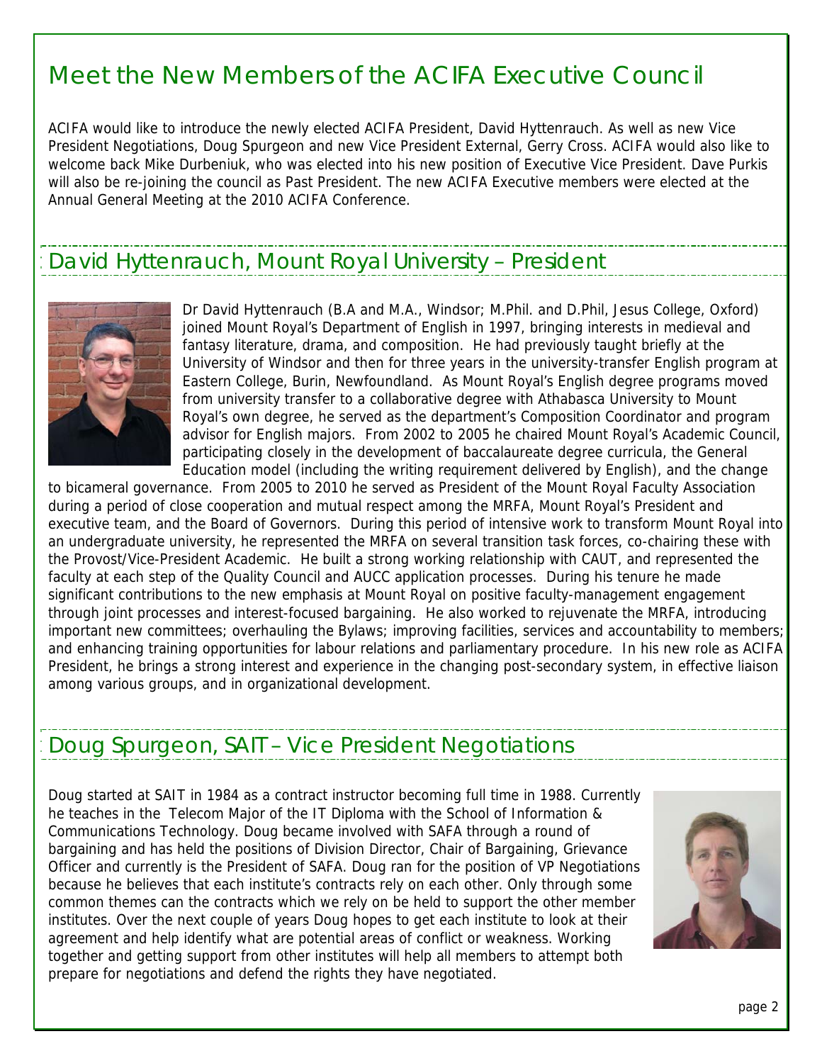# Meet the New Members of the ACIFA Executive Council

ACIFA would like to introduce the newly elected ACIFA President, David Hyttenrauch. As well as new Vice President Negotiations, Doug Spurgeon and new Vice President External, Gerry Cross. ACIFA would also like to welcome back Mike Durbeniuk, who was elected into his new position of Executive Vice President. Dave Purkis will also be re-joining the council as Past President. The new ACIFA Executive members were elected at the Annual General Meeting at the 2010 ACIFA Conference.

## David Hyttenrauch, Mount Royal University – President

Dr David Hyttenrauch (B.A and M.A., Windsor; M.Phil. and D.Phil, Jesus College, Oxford) joined Mount Royal's Department of English in 1997, bringing interests in medieval and fantasy literature, drama, and composition. He had previously taught briefly at the University of Windsor and then for three years in the university-transfer English program at Eastern College, Burin, Newfoundland. As Mount Royal's English degree programs moved from university transfer to a collaborative degree with Athabasca University to Mount Royal's own degree, he served as the department's Composition Coordinator and program advisor for English majors. From 2002 to 2005 he chaired Mount Royal's Academic Council, participating closely in the development of baccalaureate degree curricula, the General Education model (including the writing requirement delivered by English), and the change to bicameral governance. From 2005 to 2010 he served as President of the Mount Royal Faculty Association during a period of close cooperation and mutual respect among the MRFA, Mount Royal's President and executive team, and the Board of Governors. During this period of intensive work to transform Mount Royal into an undergraduate university, he represented the MRFA on several transition task forces, co-chairing these with the Provost/Vice-President Academic. He built a strong working relationship with CAUT, and represented the faculty at each step of the Quality Council and AUCC application processes. During his tenure he made significant contributions to the new emphasis at Mount Royal on positive faculty-management engagement through joint processes and interest-focused bargaining. He also worked to rejuvenate the MRFA, introducing important new committees; overhauling the Bylaws; improving facilities, services and accountability to members; and enhancing training opportunities for labour relations and parliamentary procedure. In his new role as ACIFA President, he brings a strong interest and experience in the changing post-secondary system, in effective liaison among various groups, and in organizational development.

## Doug Spurgeon, SAIT – Vice President Negotiations

Doug started at SAIT in 1984 as a contract instructor becoming full time in 1988. Currently he teaches in the Telecom Major of the IT Diploma with the School of Information & Communications Technology. Doug became involved with SAFA through a round of bargaining and has held the positions of Division Director, Chair of Bargaining, Grievance Officer and currently is the President of SAFA. Doug ran for the position of VP Negotiations because he believes that each institute's contracts rely on each other. Only through some common themes can the contracts which we rely on be held to support the other member institutes. Over the next couple of years Doug hopes to get each institute to look at their agreement and help identify what are potential areas of conflict or weakness. Working together and getting support from other institutes will help all members to attempt both prepare for negotiations and defend the rights they have negotiated.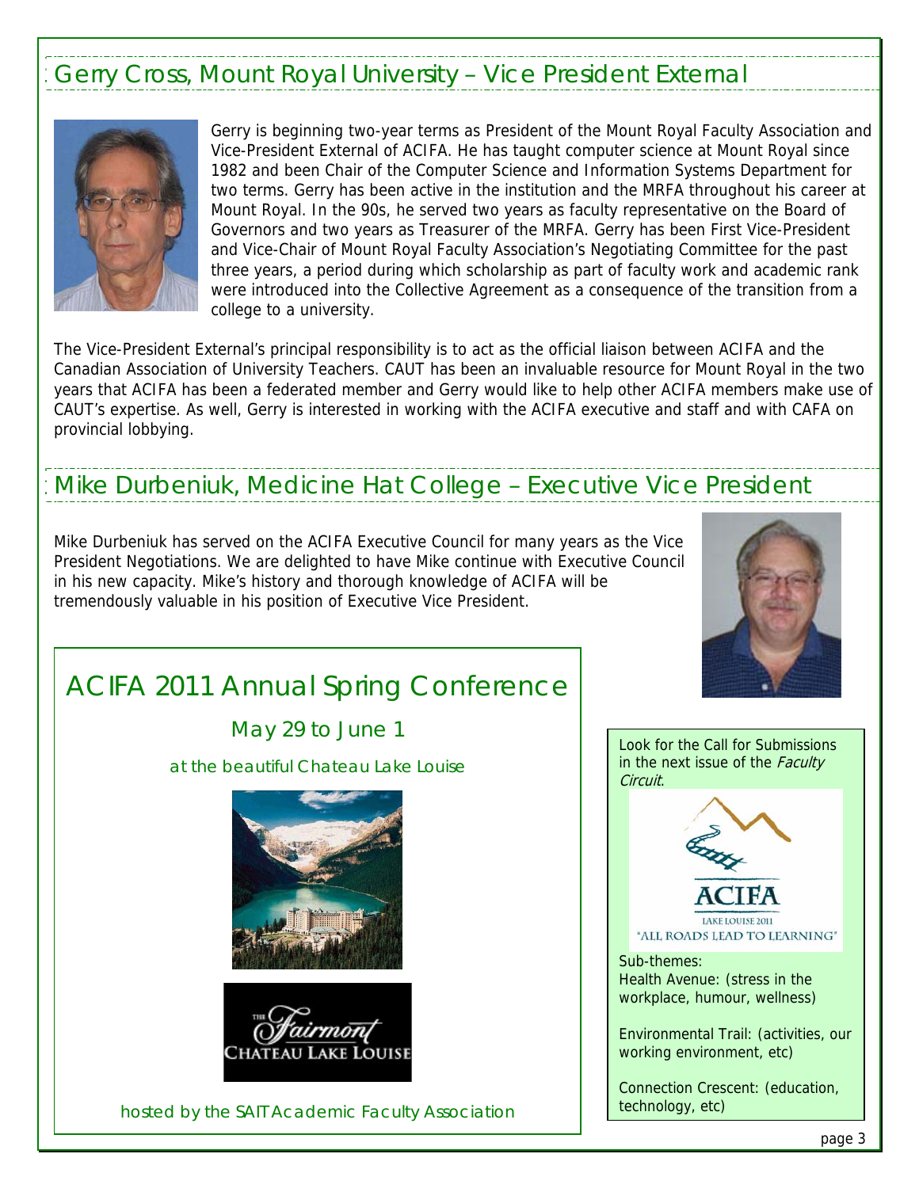## Gerry Cross, Mount Royal University – Vice President External

Gerry is beginning two-year terms as President of the Mount Royal Faculty Association and Vice-President External of ACIFA. He has taught computer science at Mount Royal since 1982 and been Chair of the Computer Science and Information Systems Department for two terms. Gerry has been active in the institution and the MRFA throughout his career at Mount Royal. In the 90s, he served two years as faculty representative on the Board of Governors and two years as Treasurer of the MRFA. Gerry has been First Vice-President and Vice-Chair of Mount Royal Faculty Association's Negotiating Committee for the past three years, a period during which scholarship as part of faculty work and academic rank were introduced into the Collective Agreement as a consequence of the transition from a college to a university.

The Vice-President External's principal responsibility is to act as the official liaison between ACIFA and the Canadian Association of University Teachers. CAUT has been an invaluable resource for Mount Royal in the two years that ACIFA has been a federated member and Gerry would like to help other ACIFA members make use of CAUT's expertise. As well, Gerry is interested in working with the ACIFA executive and staff and with CAFA on provincial lobbying.

## Mike Durbeniuk, Medicine Hat College – Executive Vice President

Mike Durbeniuk has served on the ACIFA Executive Council for many years as the Vice President Negotiations. We are delighted to have Mike continue with Executive Council in his new capacity. Mike's history and thorough knowledge of ACIFA will be tremendously valuable in his position of Executive Vice President.

## ACIFA 2011 Annual Spring Conference

### May 29 to June 1

at the beautiful Chateau Lake Louise

The Fairmont Chateau Lake Louise

hosted by the SAIT Academic Faculty Association

Look for the Call for Submissions in the next issue of the *Faculty Circuit*.

ACIFA Lake Louise 2011 "ALL ROADS LEAD TO LEARNING"

Sub-themes:
Health Avenue: (stress in the workplace, humour, wellness)

Environmental Trail: (activities, our working environment, etc)

Connection Crescent: (education, technology, etc)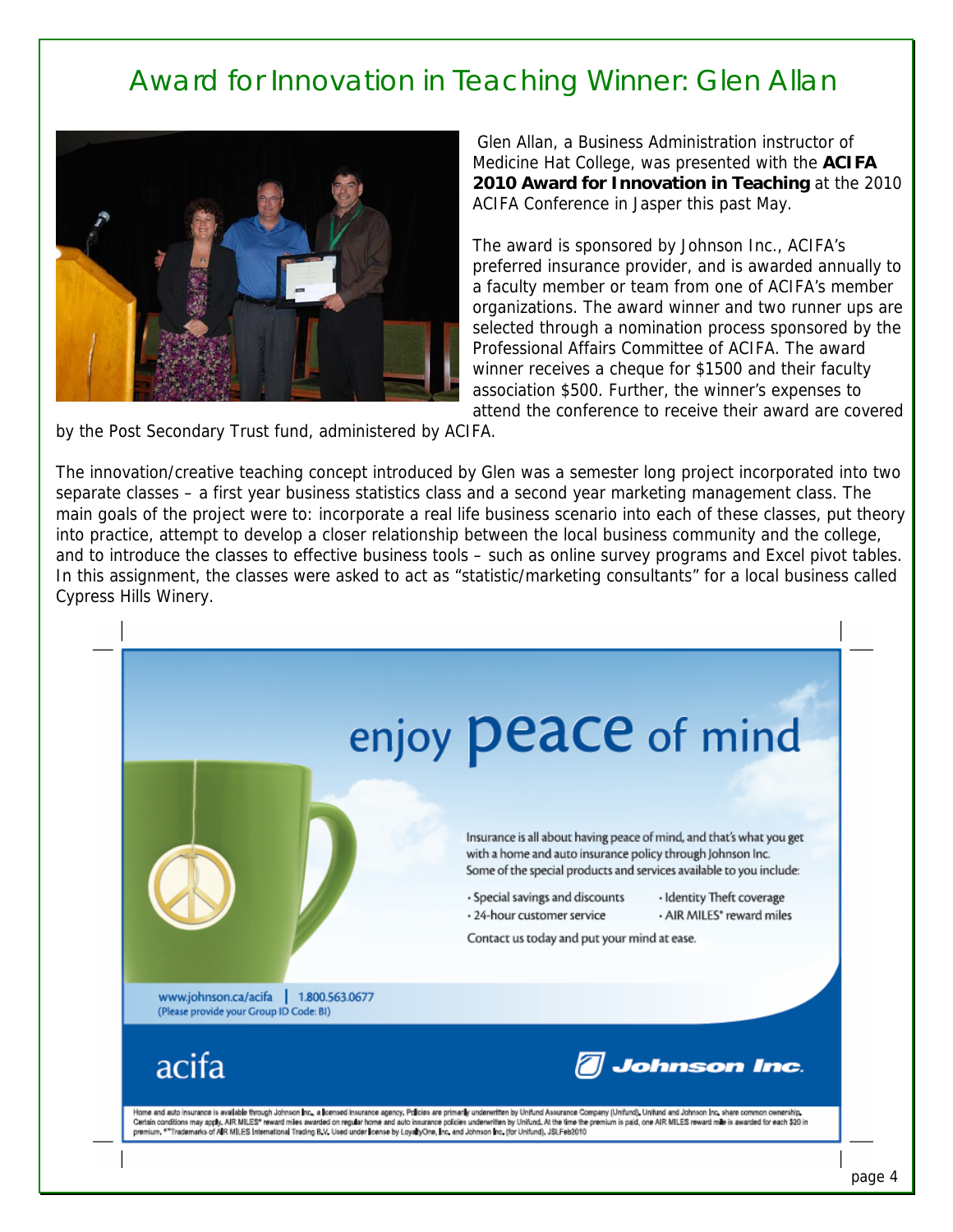# Award for Innovation in Teaching Winner: Glen Allan

Glen Allan, a Business Administration instructor of Medicine Hat College, was presented with the **ACIFA 2010 Award for Innovation in Teaching** at the 2010 ACIFA Conference in Jasper this past May.

The award is sponsored by Johnson Inc., ACIFA's preferred insurance provider, and is awarded annually to a faculty member or team from one of ACIFA's member organizations. The award winner and two runner ups are selected through a nomination process sponsored by the Professional Affairs Committee of ACIFA. The award winner receives a cheque for $1500 and their faculty association $500. Further, the winner's expenses to attend the conference to receive their award are covered by the Post Secondary Trust fund, administered by ACIFA.

The innovation/creative teaching concept introduced by Glen was a semester long project incorporated into two separate classes – a first year business statistics class and a second year marketing management class. The main goals of the project were to: incorporate a real life business scenario into each of these classes, put theory into practice, attempt to develop a closer relationship between the local business community and the college, and to introduce the classes to effective business tools – such as online survey programs and Excel pivot tables. In this assignment, the classes were asked to act as "statistic/marketing consultants" for a local business called Cypress Hills Winery.

## enjoy peace of mind

Insurance is all about having peace of mind, and that's what you get with a home and auto insurance policy through Johnson Inc. Some of the special products and services available to you include:

- Special savings and discounts
- 24-hour customer service
- Identity Theft coverage
- AIR MILES® reward miles

Contact us today and put your mind at ease.

www.johnson.ca/acifa | 1.800.563.0677
(Please provide your Group ID Code: BI)

acifa

Johnson Inc.

Home and auto insurance is available through Johnson Inc., a licensed insurance agency. Policies are primarily underwritten by Unifund Assurance Company (Unifund). Unifund and Johnson Inc. share common ownership. Certain conditions may apply. AIR MILES® reward miles awarded on regular home and auto insurance policies underwritten by Unifund. At the time the premium is paid, one AIR MILES reward mile is awarded for each $20 in premium. ®™Trademarks of AIR MILES International Trading B.V. Used under license by LoyaltyOne, Inc. and Johnson Inc. (for Unifund). JSLFeb2010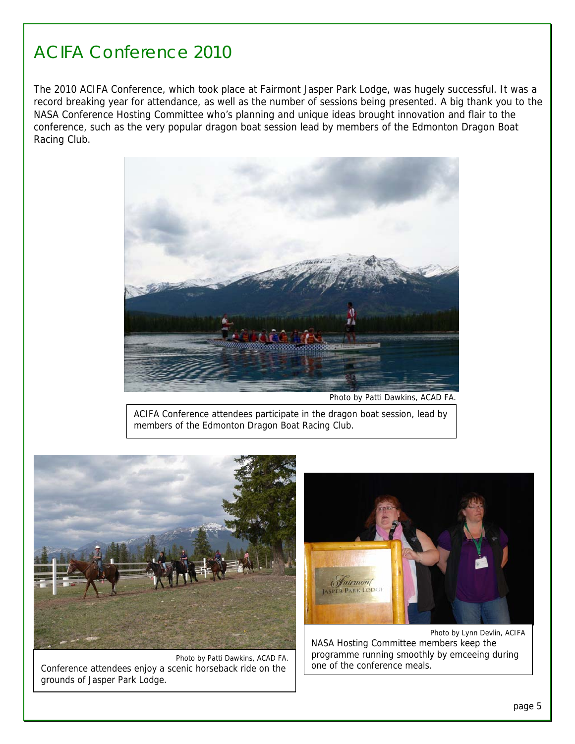# ACIFA Conference 2010

The 2010 ACIFA Conference, which took place at Fairmont Jasper Park Lodge, was hugely successful. It was a record breaking year for attendance, as well as the number of sessions being presented. A big thank you to the NASA Conference Hosting Committee who's planning and unique ideas brought innovation and flair to the conference, such as the very popular dragon boat session lead by members of the Edmonton Dragon Boat Racing Club.

Photo by Patti Dawkins, ACAD FA.

ACIFA Conference attendees participate in the dragon boat session, lead by members of the Edmonton Dragon Boat Racing Club.

Photo by Patti Dawkins, ACAD FA.

Conference attendees enjoy a scenic horseback ride on the grounds of Jasper Park Lodge.

Photo by Lynn Devlin, ACIFA

NASA Hosting Committee members keep the programme running smoothly by emceeing during one of the conference meals.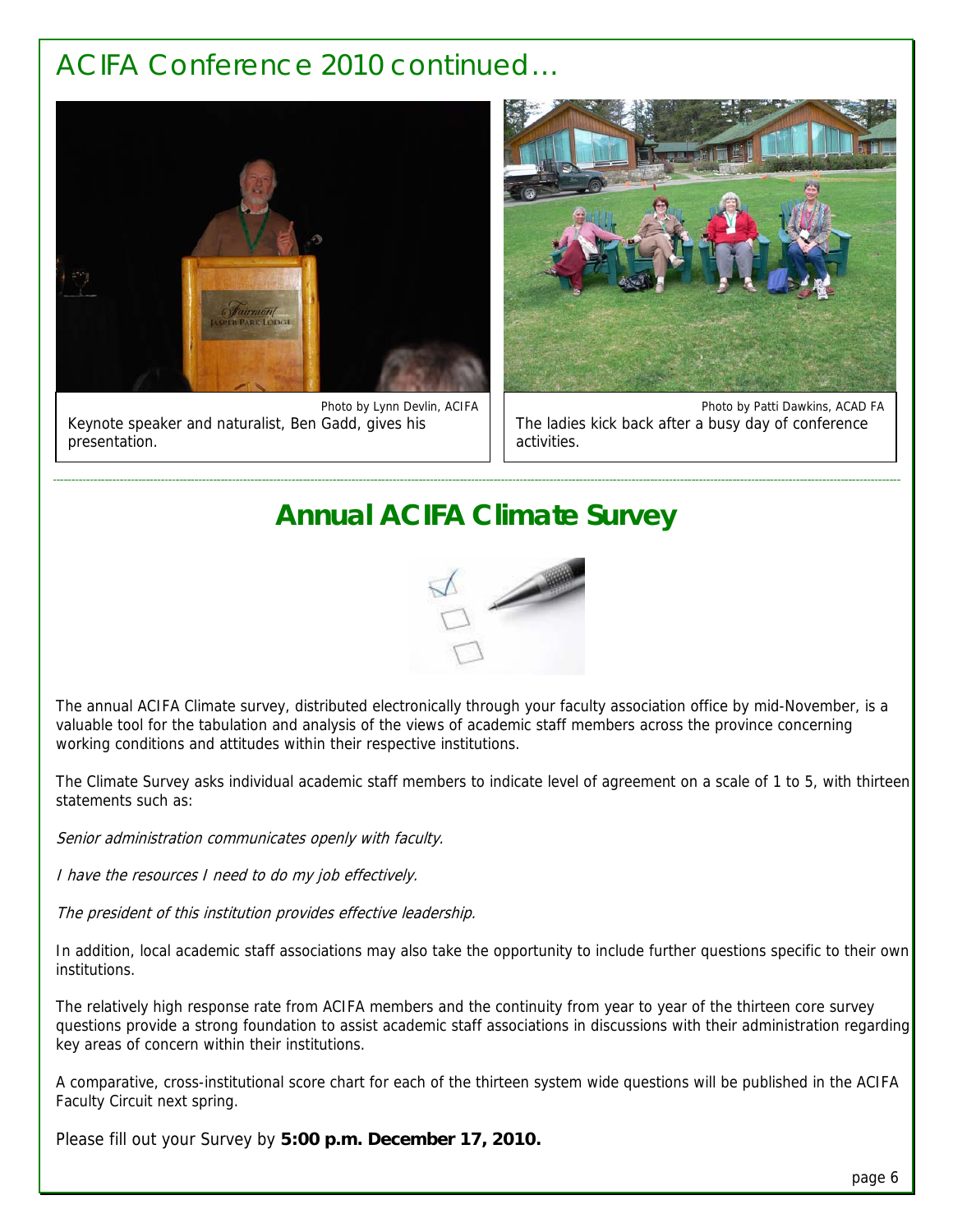# ACIFA Conference 2010 continued…

Photo by Lynn Devlin, ACIFA

Keynote speaker and naturalist, Ben Gadd, gives his presentation.

Photo by Patti Dawkins, ACAD FA

The ladies kick back after a busy day of conference activities.

## Annual ACIFA Climate Survey

The annual ACIFA Climate survey, distributed electronically through your faculty association office by mid-November, is a valuable tool for the tabulation and analysis of the views of academic staff members across the province concerning working conditions and attitudes within their respective institutions.

The Climate Survey asks individual academic staff members to indicate level of agreement on a scale of 1 to 5, with thirteen statements such as:

*Senior administration communicates openly with faculty.*

*I have the resources I need to do my job effectively.*

*The president of this institution provides effective leadership.*

In addition, local academic staff associations may also take the opportunity to include further questions specific to their own institutions.

The relatively high response rate from ACIFA members and the continuity from year to year of the thirteen core survey questions provide a strong foundation to assist academic staff associations in discussions with their administration regarding key areas of concern within their institutions.

A comparative, cross-institutional score chart for each of the thirteen system wide questions will be published in the ACIFA Faculty Circuit next spring.

Please fill out your Survey by **5:00 p.m. December 17, 2010.**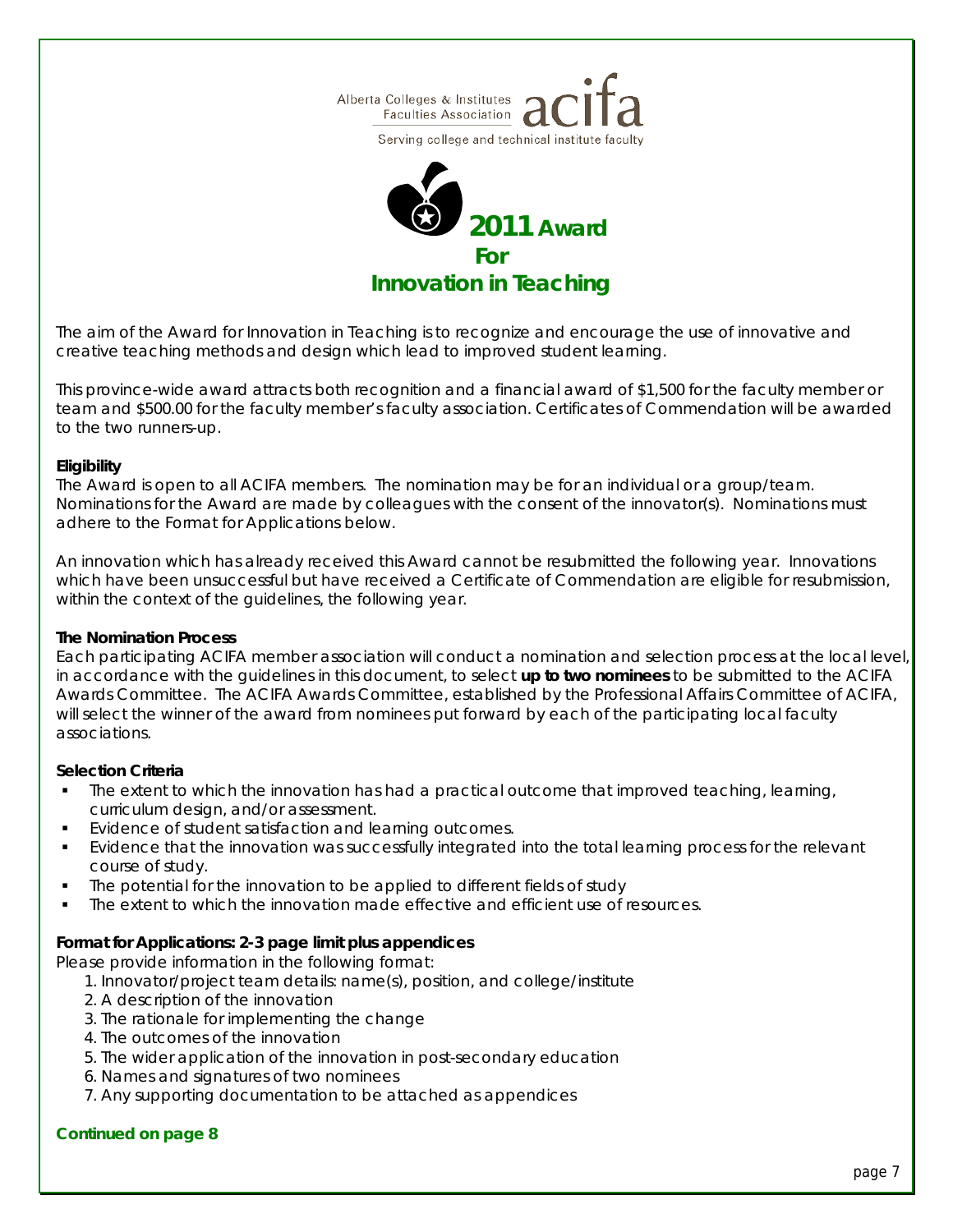Alberta Colleges & Institutes Faculties Association **acifa**

Serving college and technical institute faculty

# 2011 Award For Innovation in Teaching

The aim of the Award for Innovation in Teaching is to recognize and encourage the use of innovative and creative teaching methods and design which lead to improved student learning.

This province-wide award attracts both recognition and a financial award of $1,500 for the faculty member or team and $500.00 for the faculty member's faculty association. Certificates of Commendation will be awarded to the two runners-up.

**Eligibility**

The Award is open to all ACIFA members. The nomination may be for an individual or a group/team. Nominations for the Award are made by colleagues with the consent of the innovator(s). Nominations must adhere to the Format for Applications below.

An innovation which has already received this Award cannot be resubmitted the following year. Innovations which have been unsuccessful but have received a Certificate of Commendation are eligible for resubmission, within the context of the guidelines, the following year.

**The Nomination Process**

Each participating ACIFA member association will conduct a nomination and selection process at the local level, in accordance with the guidelines in this document, to select **up to two nominees** to be submitted to the ACIFA Awards Committee. The ACIFA Awards Committee, established by the Professional Affairs Committee of ACIFA, will select the winner of the award from nominees put forward by each of the participating local faculty associations.

**Selection Criteria**

- The extent to which the innovation has had a practical outcome that improved teaching, learning, curriculum design, and/or assessment.
- Evidence of student satisfaction and learning outcomes.
- Evidence that the innovation was successfully integrated into the total learning process for the relevant course of study.
- The potential for the innovation to be applied to different fields of study
- The extent to which the innovation made effective and efficient use of resources.

**Format for Applications: 2-3 page limit plus appendices**

Please provide information in the following format:

1. Innovator/project team details: name(s), position, and college/institute
2. A description of the innovation
3. The rationale for implementing the change
4. The outcomes of the innovation
5. The wider application of the innovation in post-secondary education
6. Names and signatures of two nominees
7. Any supporting documentation to be attached as appendices

**Continued on page 8**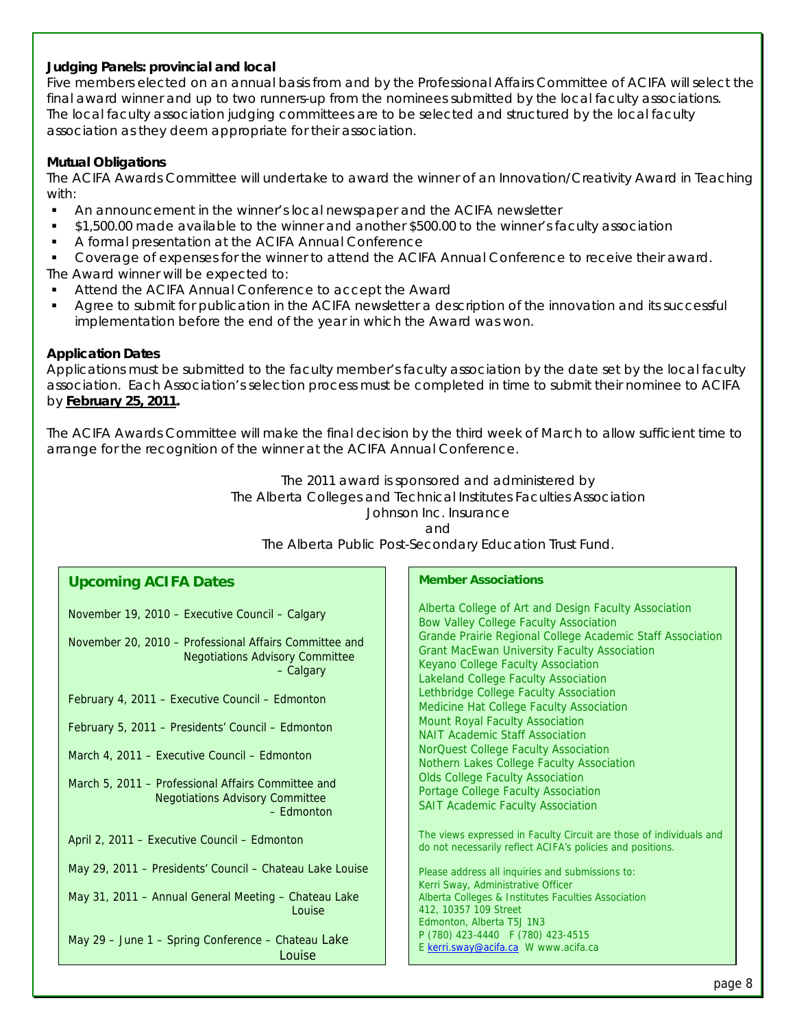**Judging Panels: provincial and local**

Five members elected on an annual basis from and by the Professional Affairs Committee of ACIFA will select the final award winner and up to two runners-up from the nominees submitted by the local faculty associations. The local faculty association judging committees are to be selected and structured by the local faculty association as they deem appropriate for their association.

**Mutual Obligations**

The ACIFA Awards Committee will undertake to award the winner of an Innovation/Creativity Award in Teaching with:

- An announcement in the winner's local newspaper and the ACIFA newsletter
- $1,500.00 made available to the winner and another $500.00 to the winner's faculty association
- A formal presentation at the ACIFA Annual Conference
- Coverage of expenses for the winner to attend the ACIFA Annual Conference to receive their award.

The Award winner will be expected to:

- Attend the ACIFA Annual Conference to accept the Award
- Agree to submit for publication in the ACIFA newsletter a description of the innovation and its successful implementation before the end of the year in which the Award was won.

**Application Dates**

Applications must be submitted to the faculty member's faculty association by the date set by the local faculty association. Each Association's selection process must be completed in time to submit their nominee to ACIFA by **February 25, 2011.**

The ACIFA Awards Committee will make the final decision by the third week of March to allow sufficient time to arrange for the recognition of the winner at the ACIFA Annual Conference.

The 2011 award is sponsored and administered by
The Alberta Colleges and Technical Institutes Faculties Association
Johnson Inc. Insurance
and
The Alberta Public Post-Secondary Education Trust Fund.

## Upcoming ACIFA Dates

November 19, 2010 – Executive Council – Calgary

November 20, 2010 – Professional Affairs Committee and Negotiations Advisory Committee – Calgary

February 4, 2011 – Executive Council – Edmonton

February 5, 2011 – Presidents' Council – Edmonton

March 4, 2011 – Executive Council – Edmonton

March 5, 2011 – Professional Affairs Committee and Negotiations Advisory Committee – Edmonton

April 2, 2011 – Executive Council – Edmonton

May 29, 2011 – Presidents' Council – Chateau Lake Louise

May 31, 2011 – Annual General Meeting – Chateau Lake Louise

May 29 – June 1 – Spring Conference – Chateau Lake Louise

**Member Associations**

Alberta College of Art and Design Faculty Association
Bow Valley College Faculty Association
Grande Prairie Regional College Academic Staff Association
Grant MacEwan University Faculty Association
Keyano College Faculty Association
Lakeland College Faculty Association
Lethbridge College Faculty Association
Medicine Hat College Faculty Association
Mount Royal Faculty Association
NAIT Academic Staff Association
NorQuest College Faculty Association
Nothern Lakes College Faculty Association
Olds College Faculty Association
Portage College Faculty Association
SAIT Academic Faculty Association

The views expressed in Faculty Circuit are those of individuals and do not necessarily reflect ACIFA's policies and positions.

Please address all inquiries and submissions to:
Kerri Sway, Administrative Officer
Alberta Colleges & Institutes Faculties Association
412, 10357 109 Street
Edmonton, Alberta T5J 1N3
P (780) 423-4440 F (780) 423-4515
E kerri.sway@acifa.ca W www.acifa.ca